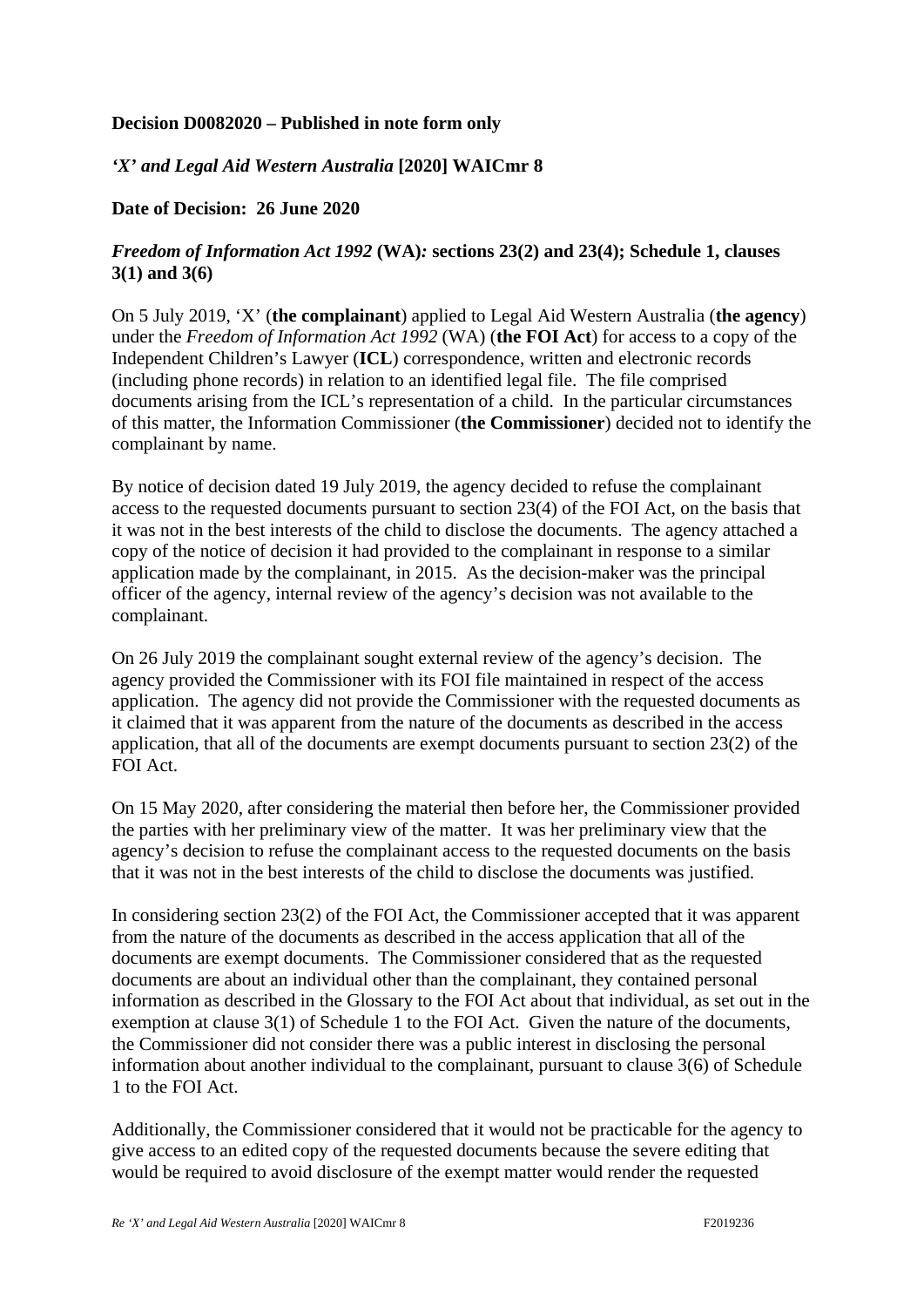**Decision D0082020 – Published in note form only**

***'X' and Legal Aid Western Australia* [2020] WAICmr 8**

**Date of Decision: 26 June 2020**

***Freedom of Information Act 1992* (WA)*:* sections 23(2) and 23(4); Schedule 1, clauses 3(1) and 3(6)**

On 5 July 2019, 'X' (**the complainant**) applied to Legal Aid Western Australia (**the agency**) under the *Freedom of Information Act 1992* (WA) (**the FOI Act**) for access to a copy of the Independent Children's Lawyer (**ICL**) correspondence, written and electronic records (including phone records) in relation to an identified legal file. The file comprised documents arising from the ICL's representation of a child. In the particular circumstances of this matter, the Information Commissioner (**the Commissioner**) decided not to identify the complainant by name.

By notice of decision dated 19 July 2019, the agency decided to refuse the complainant access to the requested documents pursuant to section 23(4) of the FOI Act, on the basis that it was not in the best interests of the child to disclose the documents. The agency attached a copy of the notice of decision it had provided to the complainant in response to a similar application made by the complainant, in 2015. As the decision-maker was the principal officer of the agency, internal review of the agency's decision was not available to the complainant.

On 26 July 2019 the complainant sought external review of the agency's decision. The agency provided the Commissioner with its FOI file maintained in respect of the access application. The agency did not provide the Commissioner with the requested documents as it claimed that it was apparent from the nature of the documents as described in the access application, that all of the documents are exempt documents pursuant to section 23(2) of the FOI Act.

On 15 May 2020, after considering the material then before her, the Commissioner provided the parties with her preliminary view of the matter. It was her preliminary view that the agency's decision to refuse the complainant access to the requested documents on the basis that it was not in the best interests of the child to disclose the documents was justified.

In considering section 23(2) of the FOI Act, the Commissioner accepted that it was apparent from the nature of the documents as described in the access application that all of the documents are exempt documents. The Commissioner considered that as the requested documents are about an individual other than the complainant, they contained personal information as described in the Glossary to the FOI Act about that individual, as set out in the exemption at clause 3(1) of Schedule 1 to the FOI Act. Given the nature of the documents, the Commissioner did not consider there was a public interest in disclosing the personal information about another individual to the complainant, pursuant to clause 3(6) of Schedule 1 to the FOI Act.

Additionally, the Commissioner considered that it would not be practicable for the agency to give access to an edited copy of the requested documents because the severe editing that would be required to avoid disclosure of the exempt matter would render the requested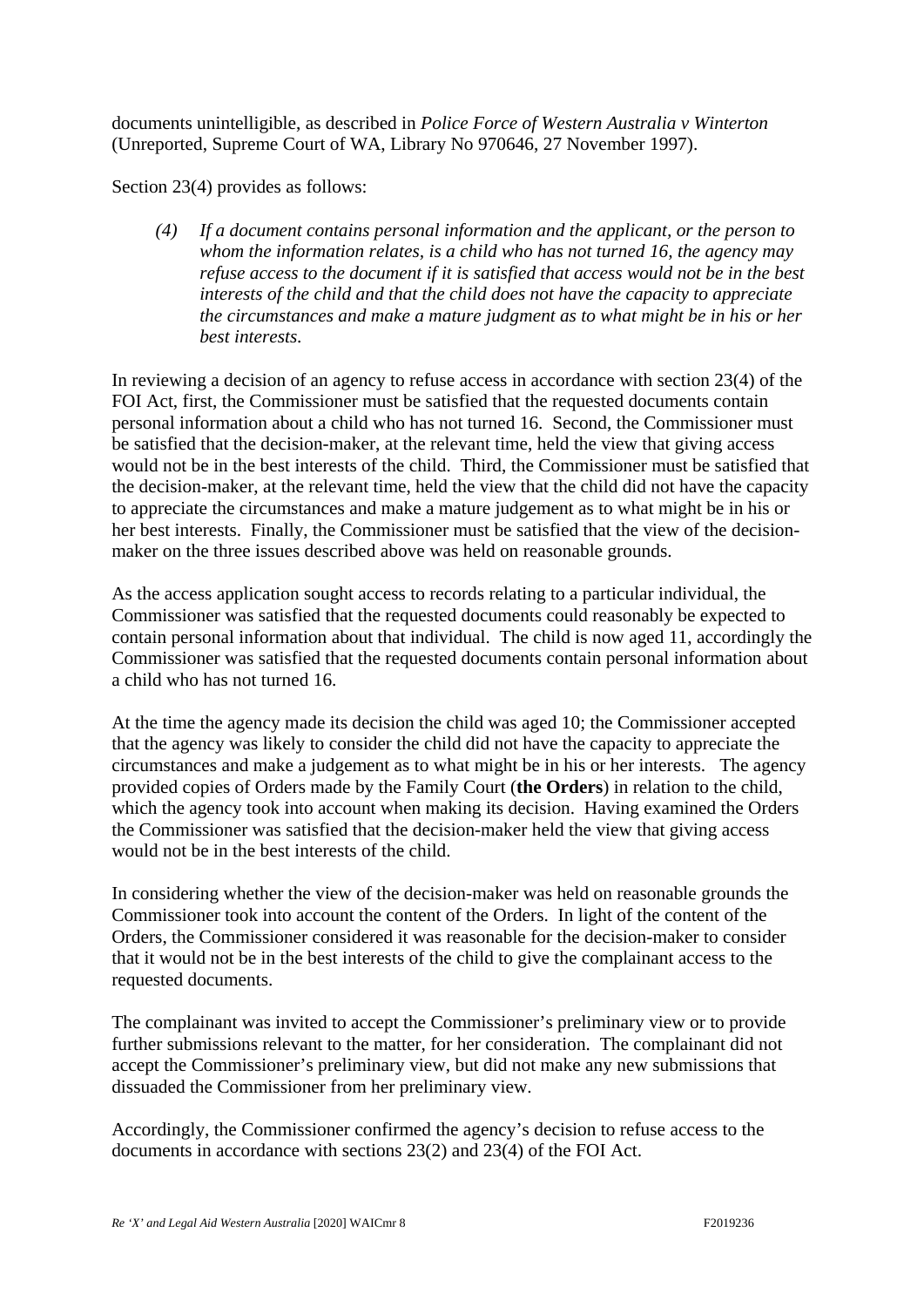documents unintelligible, as described in *Police Force of Western Australia v Winterton* (Unreported, Supreme Court of WA, Library No 970646, 27 November 1997).

Section 23(4) provides as follows:

> *(4) If a document contains personal information and the applicant, or the person to whom the information relates, is a child who has not turned 16, the agency may refuse access to the document if it is satisfied that access would not be in the best interests of the child and that the child does not have the capacity to appreciate the circumstances and make a mature judgment as to what might be in his or her best interests.*

In reviewing a decision of an agency to refuse access in accordance with section 23(4) of the FOI Act, first, the Commissioner must be satisfied that the requested documents contain personal information about a child who has not turned 16. Second, the Commissioner must be satisfied that the decision-maker, at the relevant time, held the view that giving access would not be in the best interests of the child. Third, the Commissioner must be satisfied that the decision-maker, at the relevant time, held the view that the child did not have the capacity to appreciate the circumstances and make a mature judgement as to what might be in his or her best interests. Finally, the Commissioner must be satisfied that the view of the decision-maker on the three issues described above was held on reasonable grounds.

As the access application sought access to records relating to a particular individual, the Commissioner was satisfied that the requested documents could reasonably be expected to contain personal information about that individual. The child is now aged 11, accordingly the Commissioner was satisfied that the requested documents contain personal information about a child who has not turned 16.

At the time the agency made its decision the child was aged 10; the Commissioner accepted that the agency was likely to consider the child did not have the capacity to appreciate the circumstances and make a judgement as to what might be in his or her interests. The agency provided copies of Orders made by the Family Court (**the Orders**) in relation to the child, which the agency took into account when making its decision. Having examined the Orders the Commissioner was satisfied that the decision-maker held the view that giving access would not be in the best interests of the child.

In considering whether the view of the decision-maker was held on reasonable grounds the Commissioner took into account the content of the Orders. In light of the content of the Orders, the Commissioner considered it was reasonable for the decision-maker to consider that it would not be in the best interests of the child to give the complainant access to the requested documents.

The complainant was invited to accept the Commissioner's preliminary view or to provide further submissions relevant to the matter, for her consideration. The complainant did not accept the Commissioner's preliminary view, but did not make any new submissions that dissuaded the Commissioner from her preliminary view.

Accordingly, the Commissioner confirmed the agency's decision to refuse access to the documents in accordance with sections 23(2) and 23(4) of the FOI Act.